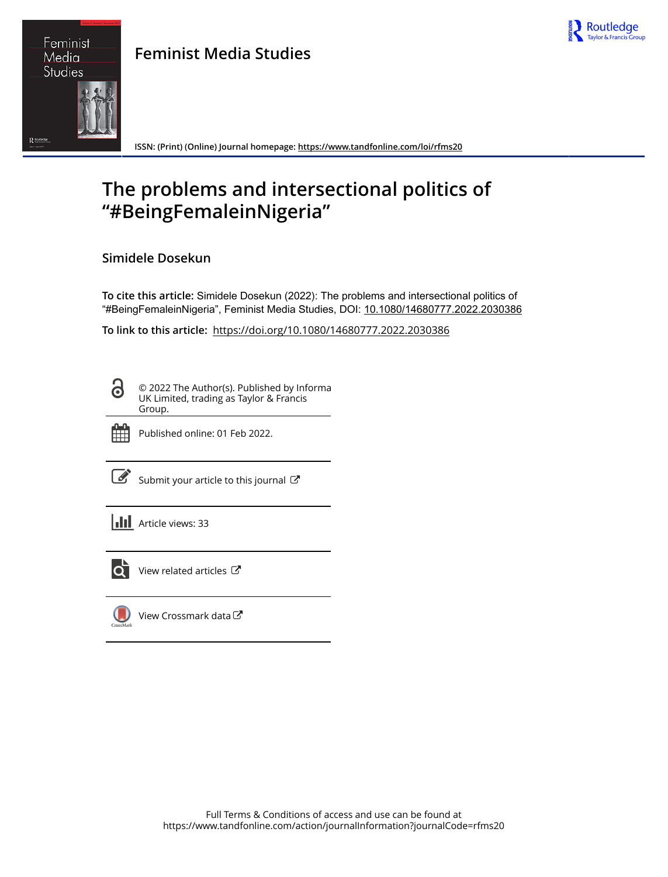Feminist Media Studies

ISSN: (Print) (Online) Journal homepage: https://www.tandfonline.com/loi/rfms20

# The problems and intersectional politics of "#BeingFemaleinNigeria"

**Simidele Dosekun**

**To cite this article:** Simidele Dosekun (2022): The problems and intersectional politics of "#BeingFemaleinNigeria", Feminist Media Studies, DOI: 10.1080/14680777.2022.2030386

**To link to this article:** https://doi.org/10.1080/14680777.2022.2030386

© 2022 The Author(s). Published by Informa UK Limited, trading as Taylor & Francis Group.

Published online: 01 Feb 2022.

Submit your article to this journal

Article views: 33

View related articles

View Crossmark data

Full Terms & Conditions of access and use can be found at https://www.tandfonline.com/action/journalInformation?journalCode=rfms20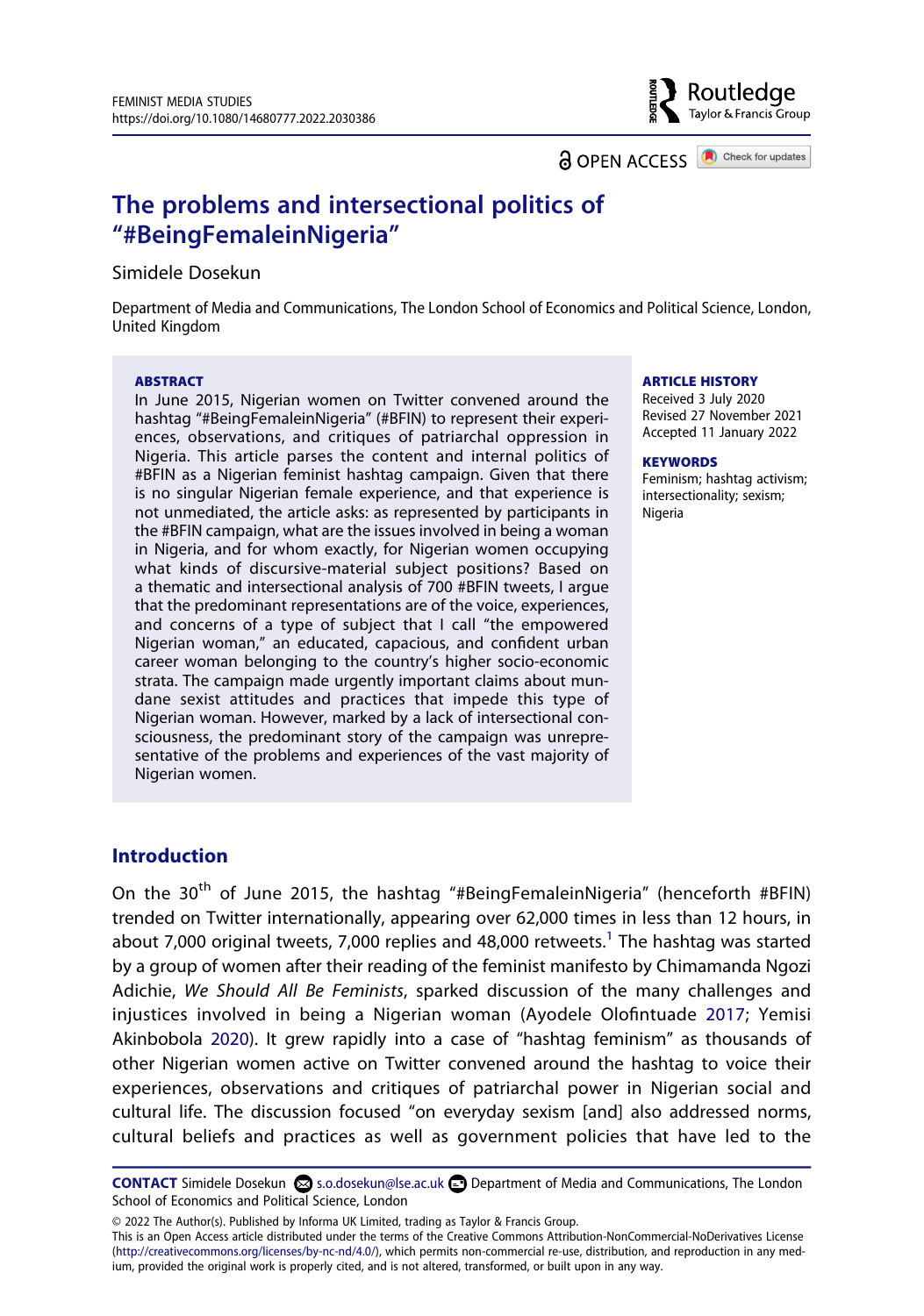# The problems and intersectional politics of "#BeingFemaleinNigeria"

Simidele Dosekun

Department of Media and Communications, The London School of Economics and Political Science, London, United Kingdom

**ABSTRACT**

In June 2015, Nigerian women on Twitter convened around the hashtag "#BeingFemaleinNigeria" (#BFIN) to represent their experiences, observations, and critiques of patriarchal oppression in Nigeria. This article parses the content and internal politics of #BFIN as a Nigerian feminist hashtag campaign. Given that there is no singular Nigerian female experience, and that experience is not unmediated, the article asks: as represented by participants in the #BFIN campaign, what are the issues involved in being a woman in Nigeria, and for whom exactly, for Nigerian women occupying what kinds of discursive-material subject positions? Based on a thematic and intersectional analysis of 700 #BFIN tweets, I argue that the predominant representations are of the voice, experiences, and concerns of a type of subject that I call "the empowered Nigerian woman," an educated, capacious, and confident urban career woman belonging to the country's higher socio-economic strata. The campaign made urgently important claims about mundane sexist attitudes and practices that impede this type of Nigerian woman. However, marked by a lack of intersectional consciousness, the predominant story of the campaign was unrepresentative of the problems and experiences of the vast majority of Nigerian women.

**ARTICLE HISTORY**

Received 3 July 2020
Revised 27 November 2021
Accepted 11 January 2022

**KEYWORDS**

Feminism; hashtag activism; intersectionality; sexism; Nigeria

## Introduction

On the 30th of June 2015, the hashtag "#BeingFemaleinNigeria" (henceforth #BFIN) trended on Twitter internationally, appearing over 62,000 times in less than 12 hours, in about 7,000 original tweets, 7,000 replies and 48,000 retweets.[1] The hashtag was started by a group of women after their reading of the feminist manifesto by Chimamanda Ngozi Adichie, *We Should All Be Feminists*, sparked discussion of the many challenges and injustices involved in being a Nigerian woman (Ayodele Olofintuade 2017; Yemisi Akinbobola 2020). It grew rapidly into a case of "hashtag feminism" as thousands of other Nigerian women active on Twitter convened around the hashtag to voice their experiences, observations and critiques of patriarchal power in Nigerian social and cultural life. The discussion focused "on everyday sexism [and] also addressed norms, cultural beliefs and practices as well as government policies that have led to the

**CONTACT** Simidele Dosekun s.o.dosekun@lse.ac.uk Department of Media and Communications, The London School of Economics and Political Science, London

© 2022 The Author(s). Published by Informa UK Limited, trading as Taylor & Francis Group.
This is an Open Access article distributed under the terms of the Creative Commons Attribution-NonCommercial-NoDerivatives License (http://creativecommons.org/licenses/by-nc-nd/4.0/), which permits non-commercial re-use, distribution, and reproduction in any medium, provided the original work is properly cited, and is not altered, transformed, or built upon in any way.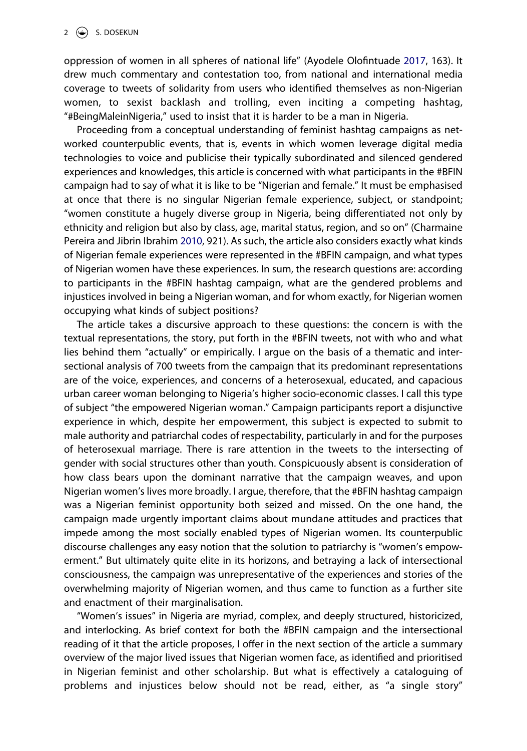oppression of women in all spheres of national life" (Ayodele Olofintuade 2017, 163). It drew much commentary and contestation too, from national and international media coverage to tweets of solidarity from users who identified themselves as non-Nigerian women, to sexist backlash and trolling, even inciting a competing hashtag, "#BeingMaleinNigeria," used to insist that it is harder to be a man in Nigeria.

Proceeding from a conceptual understanding of feminist hashtag campaigns as networked counterpublic events, that is, events in which women leverage digital media technologies to voice and publicise their typically subordinated and silenced gendered experiences and knowledges, this article is concerned with what participants in the #BFIN campaign had to say of what it is like to be "Nigerian and female." It must be emphasised at once that there is no singular Nigerian female experience, subject, or standpoint; "women constitute a hugely diverse group in Nigeria, being differentiated not only by ethnicity and religion but also by class, age, marital status, region, and so on" (Charmaine Pereira and Jibrin Ibrahim 2010, 921). As such, the article also considers exactly what kinds of Nigerian female experiences were represented in the #BFIN campaign, and what types of Nigerian women have these experiences. In sum, the research questions are: according to participants in the #BFIN hashtag campaign, what are the gendered problems and injustices involved in being a Nigerian woman, and for whom exactly, for Nigerian women occupying what kinds of subject positions?

The article takes a discursive approach to these questions: the concern is with the textual representations, the story, put forth in the #BFIN tweets, not with who and what lies behind them "actually" or empirically. I argue on the basis of a thematic and intersectional analysis of 700 tweets from the campaign that its predominant representations are of the voice, experiences, and concerns of a heterosexual, educated, and capacious urban career woman belonging to Nigeria's higher socio-economic classes. I call this type of subject "the empowered Nigerian woman." Campaign participants report a disjunctive experience in which, despite her empowerment, this subject is expected to submit to male authority and patriarchal codes of respectability, particularly in and for the purposes of heterosexual marriage. There is rare attention in the tweets to the intersecting of gender with social structures other than youth. Conspicuously absent is consideration of how class bears upon the dominant narrative that the campaign weaves, and upon Nigerian women's lives more broadly. I argue, therefore, that the #BFIN hashtag campaign was a Nigerian feminist opportunity both seized and missed. On the one hand, the campaign made urgently important claims about mundane attitudes and practices that impede among the most socially enabled types of Nigerian women. Its counterpublic discourse challenges any easy notion that the solution to patriarchy is "women's empowerment." But ultimately quite elite in its horizons, and betraying a lack of intersectional consciousness, the campaign was unrepresentative of the experiences and stories of the overwhelming majority of Nigerian women, and thus came to function as a further site and enactment of their marginalisation.

"Women's issues" in Nigeria are myriad, complex, and deeply structured, historicized, and interlocking. As brief context for both the #BFIN campaign and the intersectional reading of it that the article proposes, I offer in the next section of the article a summary overview of the major lived issues that Nigerian women face, as identified and prioritised in Nigerian feminist and other scholarship. But what is effectively a cataloguing of problems and injustices below should not be read, either, as "a single story"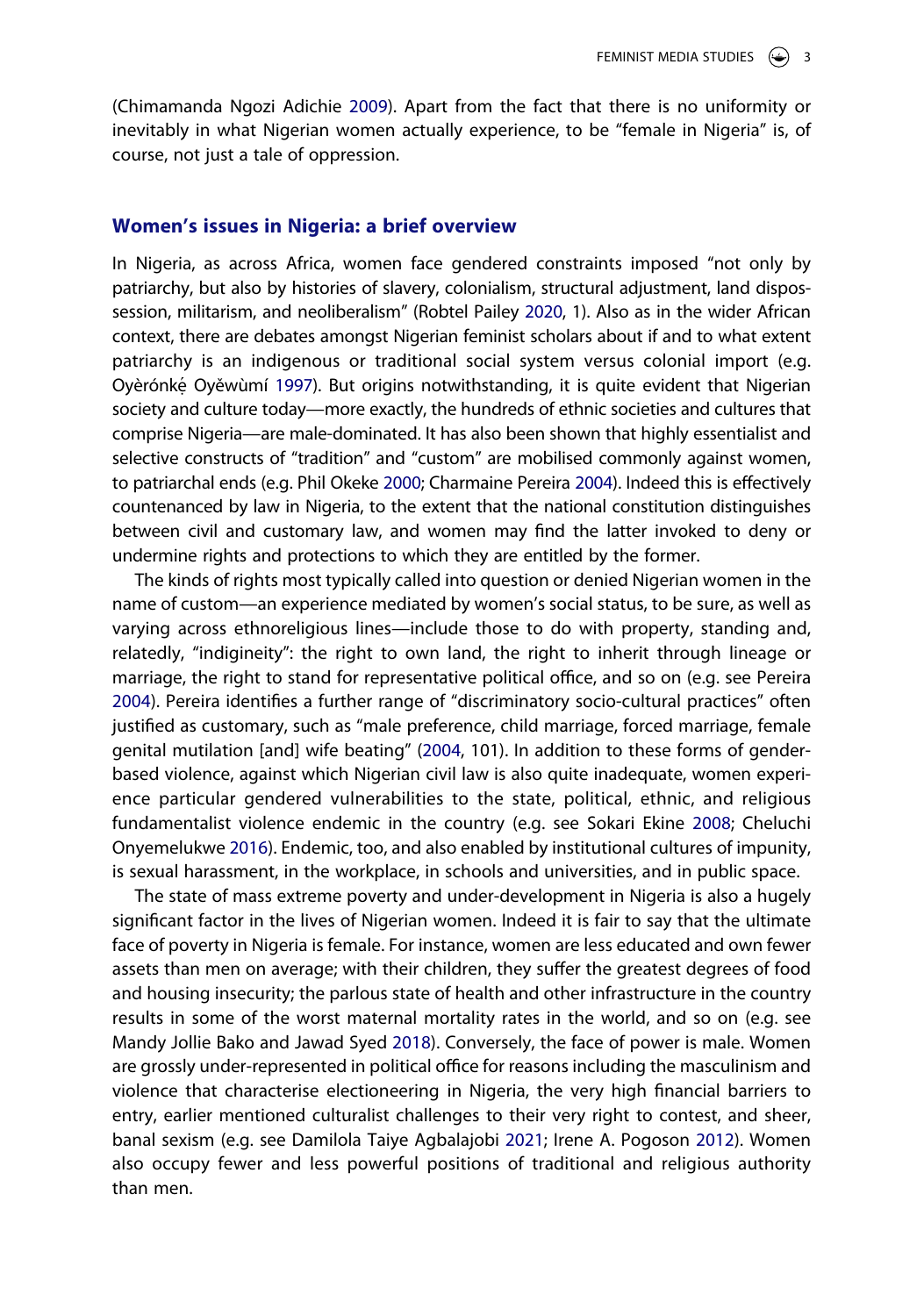(Chimamanda Ngozi Adichie 2009). Apart from the fact that there is no uniformity or inevitably in what Nigerian women actually experience, to be "female in Nigeria" is, of course, not just a tale of oppression.

## Women's issues in Nigeria: a brief overview

In Nigeria, as across Africa, women face gendered constraints imposed "not only by patriarchy, but also by histories of slavery, colonialism, structural adjustment, land dispossession, militarism, and neoliberalism" (Robtel Pailey 2020, 1). Also as in the wider African context, there are debates amongst Nigerian feminist scholars about if and to what extent patriarchy is an indigenous or traditional social system versus colonial import (e.g. Oyèrónkẹ́ Oyěwùmí 1997). But origins notwithstanding, it is quite evident that Nigerian society and culture today—more exactly, the hundreds of ethnic societies and cultures that comprise Nigeria—are male-dominated. It has also been shown that highly essentialist and selective constructs of "tradition" and "custom" are mobilised commonly against women, to patriarchal ends (e.g. Phil Okeke 2000; Charmaine Pereira 2004). Indeed this is effectively countenanced by law in Nigeria, to the extent that the national constitution distinguishes between civil and customary law, and women may find the latter invoked to deny or undermine rights and protections to which they are entitled by the former.

The kinds of rights most typically called into question or denied Nigerian women in the name of custom—an experience mediated by women's social status, to be sure, as well as varying across ethnoreligious lines—include those to do with property, standing and, relatedly, "indigineity": the right to own land, the right to inherit through lineage or marriage, the right to stand for representative political office, and so on (e.g. see Pereira 2004). Pereira identifies a further range of "discriminatory socio-cultural practices" often justified as customary, such as "male preference, child marriage, forced marriage, female genital mutilation [and] wife beating" (2004, 101). In addition to these forms of gender-based violence, against which Nigerian civil law is also quite inadequate, women experience particular gendered vulnerabilities to the state, political, ethnic, and religious fundamentalist violence endemic in the country (e.g. see Sokari Ekine 2008; Cheluchi Onyemelukwe 2016). Endemic, too, and also enabled by institutional cultures of impunity, is sexual harassment, in the workplace, in schools and universities, and in public space.

The state of mass extreme poverty and under-development in Nigeria is also a hugely significant factor in the lives of Nigerian women. Indeed it is fair to say that the ultimate face of poverty in Nigeria is female. For instance, women are less educated and own fewer assets than men on average; with their children, they suffer the greatest degrees of food and housing insecurity; the parlous state of health and other infrastructure in the country results in some of the worst maternal mortality rates in the world, and so on (e.g. see Mandy Jollie Bako and Jawad Syed 2018). Conversely, the face of power is male. Women are grossly under-represented in political office for reasons including the masculinism and violence that characterise electioneering in Nigeria, the very high financial barriers to entry, earlier mentioned culturalist challenges to their very right to contest, and sheer, banal sexism (e.g. see Damilola Taiye Agbalajobi 2021; Irene A. Pogoson 2012). Women also occupy fewer and less powerful positions of traditional and religious authority than men.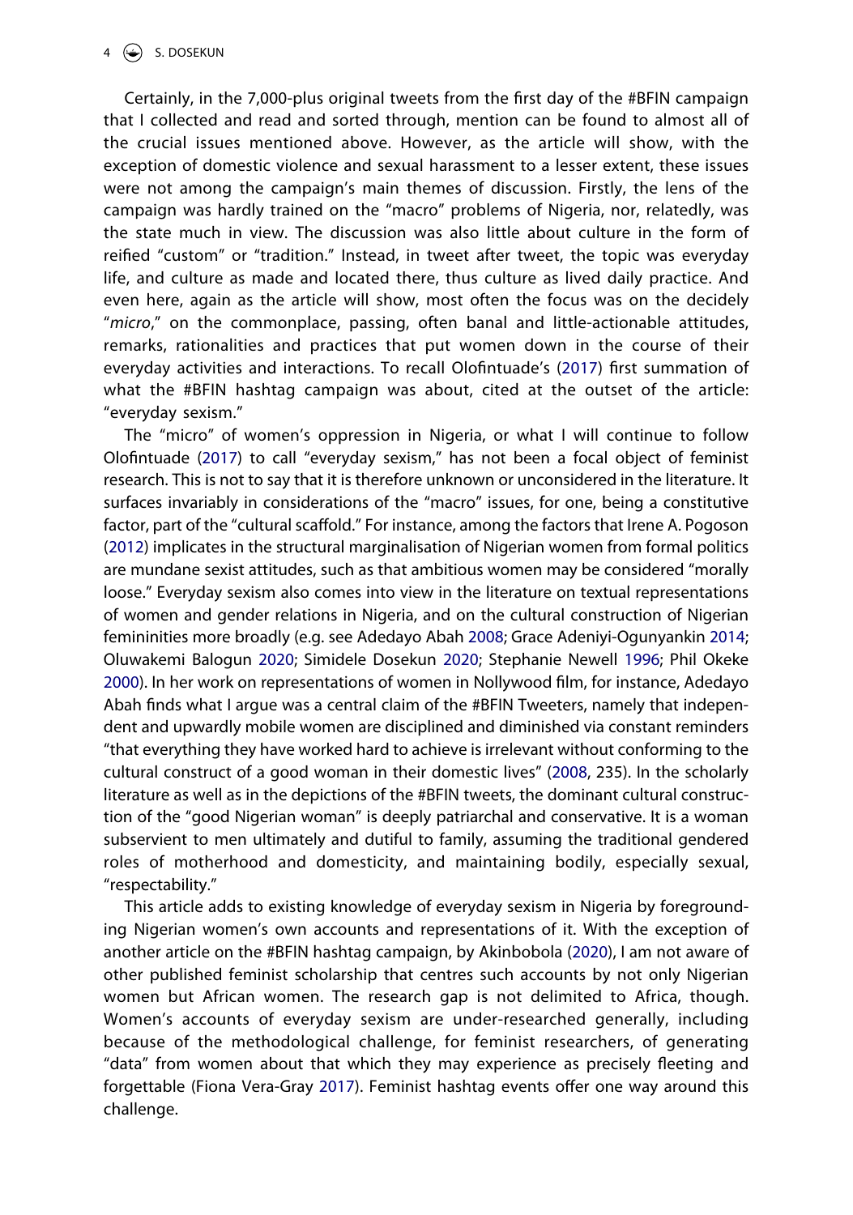Certainly, in the 7,000-plus original tweets from the first day of the #BFIN campaign that I collected and read and sorted through, mention can be found to almost all of the crucial issues mentioned above. However, as the article will show, with the exception of domestic violence and sexual harassment to a lesser extent, these issues were not among the campaign's main themes of discussion. Firstly, the lens of the campaign was hardly trained on the "macro" problems of Nigeria, nor, relatedly, was the state much in view. The discussion was also little about culture in the form of reified "custom" or "tradition." Instead, in tweet after tweet, the topic was everyday life, and culture as made and located there, thus culture as lived daily practice. And even here, again as the article will show, most often the focus was on the decidely "*micro*," on the commonplace, passing, often banal and little-actionable attitudes, remarks, rationalities and practices that put women down in the course of their everyday activities and interactions. To recall Olofintuade's (2017) first summation of what the #BFIN hashtag campaign was about, cited at the outset of the article: "everyday sexism."

The "micro" of women's oppression in Nigeria, or what I will continue to follow Olofintuade (2017) to call "everyday sexism," has not been a focal object of feminist research. This is not to say that it is therefore unknown or unconsidered in the literature. It surfaces invariably in considerations of the "macro" issues, for one, being a constitutive factor, part of the "cultural scaffold." For instance, among the factors that Irene A. Pogoson (2012) implicates in the structural marginalisation of Nigerian women from formal politics are mundane sexist attitudes, such as that ambitious women may be considered "morally loose." Everyday sexism also comes into view in the literature on textual representations of women and gender relations in Nigeria, and on the cultural construction of Nigerian femininities more broadly (e.g. see Adedayo Abah 2008; Grace Adeniyi-Ogunyankin 2014; Oluwakemi Balogun 2020; Simidele Dosekun 2020; Stephanie Newell 1996; Phil Okeke 2000). In her work on representations of women in Nollywood film, for instance, Adedayo Abah finds what I argue was a central claim of the #BFIN Tweeters, namely that independent and upwardly mobile women are disciplined and diminished via constant reminders "that everything they have worked hard to achieve is irrelevant without conforming to the cultural construct of a good woman in their domestic lives" (2008, 235). In the scholarly literature as well as in the depictions of the #BFIN tweets, the dominant cultural construction of the "good Nigerian woman" is deeply patriarchal and conservative. It is a woman subservient to men ultimately and dutiful to family, assuming the traditional gendered roles of motherhood and domesticity, and maintaining bodily, especially sexual, "respectability."

This article adds to existing knowledge of everyday sexism in Nigeria by foregrounding Nigerian women's own accounts and representations of it. With the exception of another article on the #BFIN hashtag campaign, by Akinbobola (2020), I am not aware of other published feminist scholarship that centres such accounts by not only Nigerian women but African women. The research gap is not delimited to Africa, though. Women's accounts of everyday sexism are under-researched generally, including because of the methodological challenge, for feminist researchers, of generating "data" from women about that which they may experience as precisely fleeting and forgettable (Fiona Vera-Gray 2017). Feminist hashtag events offer one way around this challenge.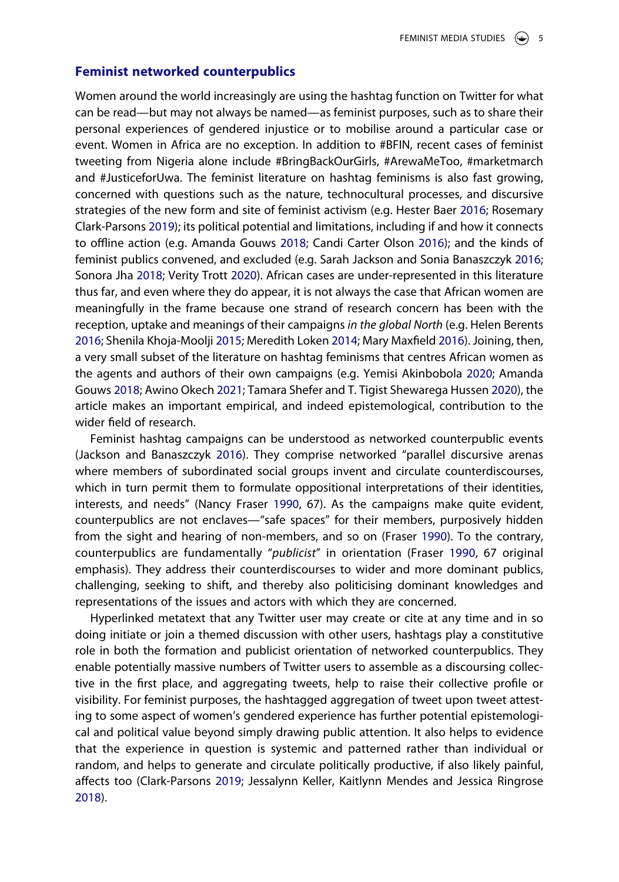## Feminist networked counterpublics

Women around the world increasingly are using the hashtag function on Twitter for what can be read—but may not always be named—as feminist purposes, such as to share their personal experiences of gendered injustice or to mobilise around a particular case or event. Women in Africa are no exception. In addition to #BFIN, recent cases of feminist tweeting from Nigeria alone include #BringBackOurGirls, #ArewaMeToo, #marketmarch and #JusticeforUwa. The feminist literature on hashtag feminisms is also fast growing, concerned with questions such as the nature, technocultural processes, and discursive strategies of the new form and site of feminist activism (e.g. Hester Baer 2016; Rosemary Clark-Parsons 2019); its political potential and limitations, including if and how it connects to offline action (e.g. Amanda Gouws 2018; Candi Carter Olson 2016); and the kinds of feminist publics convened, and excluded (e.g. Sarah Jackson and Sonia Banaszczyk 2016; Sonora Jha 2018; Verity Trott 2020). African cases are under-represented in this literature thus far, and even where they do appear, it is not always the case that African women are meaningfully in the frame because one strand of research concern has been with the reception, uptake and meanings of their campaigns *in the global North* (e.g. Helen Berents 2016; Shenila Khoja-Moolji 2015; Meredith Loken 2014; Mary Maxfield 2016). Joining, then, a very small subset of the literature on hashtag feminisms that centres African women as the agents and authors of their own campaigns (e.g. Yemisi Akinbobola 2020; Amanda Gouws 2018; Awino Okech 2021; Tamara Shefer and T. Tigist Shewarega Hussen 2020), the article makes an important empirical, and indeed epistemological, contribution to the wider field of research.

Feminist hashtag campaigns can be understood as networked counterpublic events (Jackson and Banaszczyk 2016). They comprise networked "parallel discursive arenas where members of subordinated social groups invent and circulate counterdiscourses, which in turn permit them to formulate oppositional interpretations of their identities, interests, and needs" (Nancy Fraser 1990, 67). As the campaigns make quite evident, counterpublics are not enclaves—"safe spaces" for their members, purposively hidden from the sight and hearing of non-members, and so on (Fraser 1990). To the contrary, counterpublics are fundamentally "*publicist*" in orientation (Fraser 1990, 67 original emphasis). They address their counterdiscourses to wider and more dominant publics, challenging, seeking to shift, and thereby also politicising dominant knowledges and representations of the issues and actors with which they are concerned.

Hyperlinked metatext that any Twitter user may create or cite at any time and in so doing initiate or join a themed discussion with other users, hashtags play a constitutive role in both the formation and publicist orientation of networked counterpublics. They enable potentially massive numbers of Twitter users to assemble as a discoursing collective in the first place, and aggregating tweets, help to raise their collective profile or visibility. For feminist purposes, the hashtagged aggregation of tweet upon tweet attesting to some aspect of women's gendered experience has further potential epistemological and political value beyond simply drawing public attention. It also helps to evidence that the experience in question is systemic and patterned rather than individual or random, and helps to generate and circulate politically productive, if also likely painful, affects too (Clark-Parsons 2019; Jessalynn Keller, Kaitlynn Mendes and Jessica Ringrose 2018).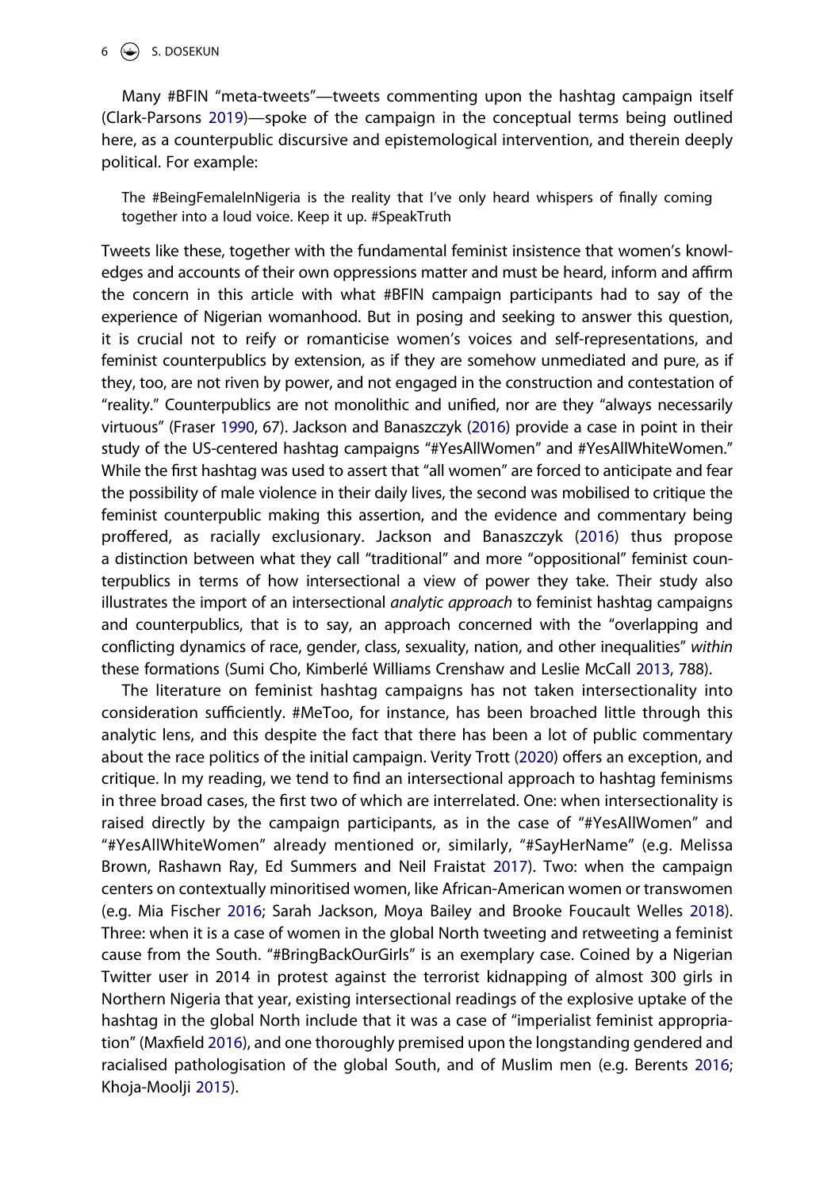Many #BFIN "meta-tweets"—tweets commenting upon the hashtag campaign itself (Clark-Parsons 2019)—spoke of the campaign in the conceptual terms being outlined here, as a counterpublic discursive and epistemological intervention, and therein deeply political. For example:

> The #BeingFemaleInNigeria is the reality that I've only heard whispers of finally coming together into a loud voice. Keep it up. #SpeakTruth

Tweets like these, together with the fundamental feminist insistence that women's knowledges and accounts of their own oppressions matter and must be heard, inform and affirm the concern in this article with what #BFIN campaign participants had to say of the experience of Nigerian womanhood. But in posing and seeking to answer this question, it is crucial not to reify or romanticise women's voices and self-representations, and feminist counterpublics by extension, as if they are somehow unmediated and pure, as if they, too, are not riven by power, and not engaged in the construction and contestation of "reality." Counterpublics are not monolithic and unified, nor are they "always necessarily virtuous" (Fraser 1990, 67). Jackson and Banaszczyk (2016) provide a case in point in their study of the US-centered hashtag campaigns "#YesAllWomen" and #YesAllWhiteWomen." While the first hashtag was used to assert that "all women" are forced to anticipate and fear the possibility of male violence in their daily lives, the second was mobilised to critique the feminist counterpublic making this assertion, and the evidence and commentary being proffered, as racially exclusionary. Jackson and Banaszczyk (2016) thus propose a distinction between what they call "traditional" and more "oppositional" feminist counterpublics in terms of how intersectional a view of power they take. Their study also illustrates the import of an intersectional *analytic approach* to feminist hashtag campaigns and counterpublics, that is to say, an approach concerned with the "overlapping and conflicting dynamics of race, gender, class, sexuality, nation, and other inequalities" *within* these formations (Sumi Cho, Kimberlé Williams Crenshaw and Leslie McCall 2013, 788).

The literature on feminist hashtag campaigns has not taken intersectionality into consideration sufficiently. #MeToo, for instance, has been broached little through this analytic lens, and this despite the fact that there has been a lot of public commentary about the race politics of the initial campaign. Verity Trott (2020) offers an exception, and critique. In my reading, we tend to find an intersectional approach to hashtag feminisms in three broad cases, the first two of which are interrelated. One: when intersectionality is raised directly by the campaign participants, as in the case of "#YesAllWomen" and "#YesAllWhiteWomen" already mentioned or, similarly, "#SayHerName" (e.g. Melissa Brown, Rashawn Ray, Ed Summers and Neil Fraistat 2017). Two: when the campaign centers on contextually minoritised women, like African-American women or transwomen (e.g. Mia Fischer 2016; Sarah Jackson, Moya Bailey and Brooke Foucault Welles 2018). Three: when it is a case of women in the global North tweeting and retweeting a feminist cause from the South. "#BringBackOurGirls" is an exemplary case. Coined by a Nigerian Twitter user in 2014 in protest against the terrorist kidnapping of almost 300 girls in Northern Nigeria that year, existing intersectional readings of the explosive uptake of the hashtag in the global North include that it was a case of "imperialist feminist appropriation" (Maxfield 2016), and one thoroughly premised upon the longstanding gendered and racialised pathologisation of the global South, and of Muslim men (e.g. Berents 2016; Khoja-Moolji 2015).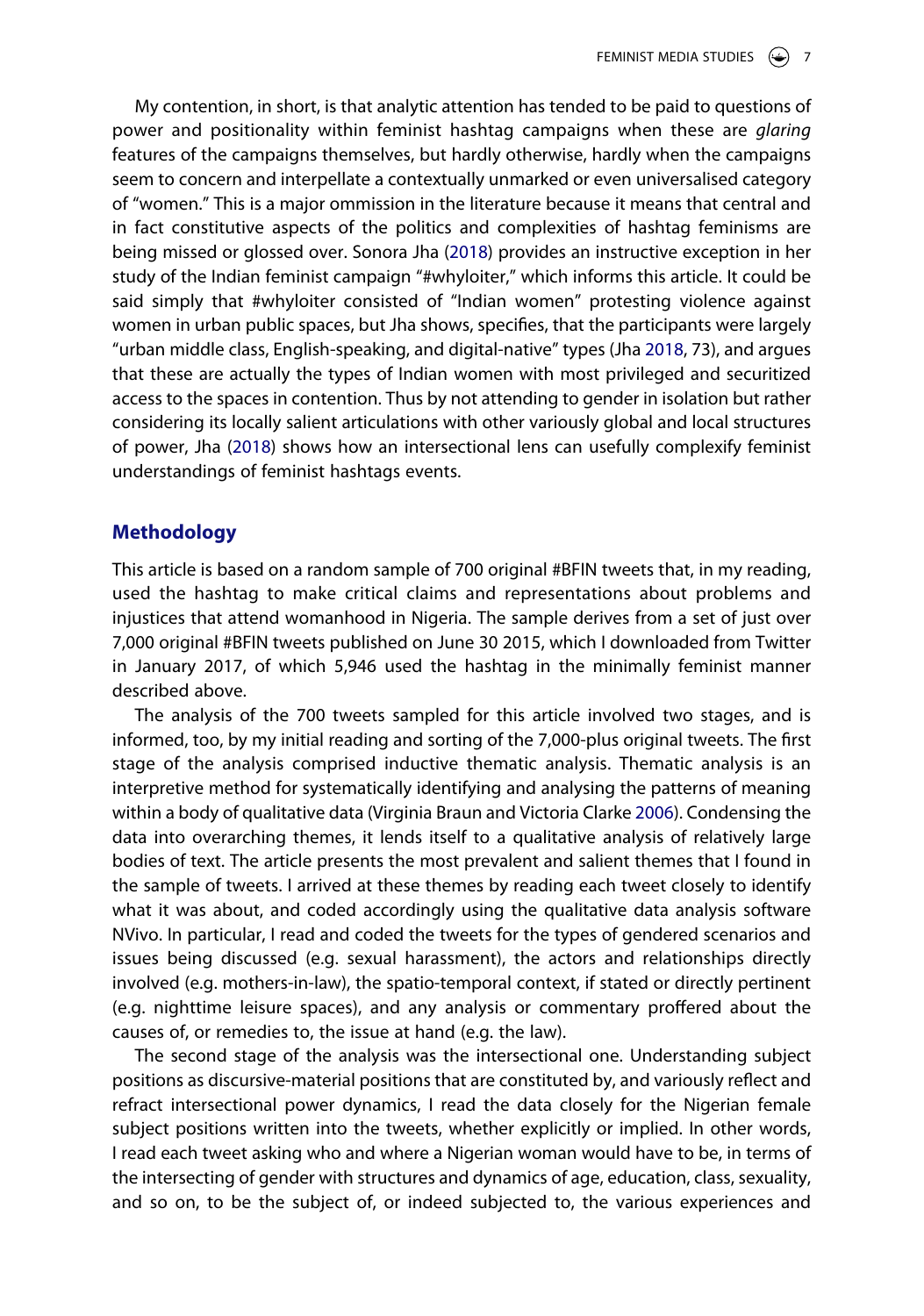My contention, in short, is that analytic attention has tended to be paid to questions of power and positionality within feminist hashtag campaigns when these are *glaring* features of the campaigns themselves, but hardly otherwise, hardly when the campaigns seem to concern and interpellate a contextually unmarked or even universalised category of "women." This is a major ommission in the literature because it means that central and in fact constitutive aspects of the politics and complexities of hashtag feminisms are being missed or glossed over. Sonora Jha (2018) provides an instructive exception in her study of the Indian feminist campaign "#whyloiter," which informs this article. It could be said simply that #whyloiter consisted of "Indian women" protesting violence against women in urban public spaces, but Jha shows, specifies, that the participants were largely "urban middle class, English-speaking, and digital-native" types (Jha 2018, 73), and argues that these are actually the types of Indian women with most privileged and securitized access to the spaces in contention. Thus by not attending to gender in isolation but rather considering its locally salient articulations with other variously global and local structures of power, Jha (2018) shows how an intersectional lens can usefully complexify feminist understandings of feminist hashtags events.

## Methodology

This article is based on a random sample of 700 original #BFIN tweets that, in my reading, used the hashtag to make critical claims and representations about problems and injustices that attend womanhood in Nigeria. The sample derives from a set of just over 7,000 original #BFIN tweets published on June 30 2015, which I downloaded from Twitter in January 2017, of which 5,946 used the hashtag in the minimally feminist manner described above.

The analysis of the 700 tweets sampled for this article involved two stages, and is informed, too, by my initial reading and sorting of the 7,000-plus original tweets. The first stage of the analysis comprised inductive thematic analysis. Thematic analysis is an interpretive method for systematically identifying and analysing the patterns of meaning within a body of qualitative data (Virginia Braun and Victoria Clarke 2006). Condensing the data into overarching themes, it lends itself to a qualitative analysis of relatively large bodies of text. The article presents the most prevalent and salient themes that I found in the sample of tweets. I arrived at these themes by reading each tweet closely to identify what it was about, and coded accordingly using the qualitative data analysis software NVivo. In particular, I read and coded the tweets for the types of gendered scenarios and issues being discussed (e.g. sexual harassment), the actors and relationships directly involved (e.g. mothers-in-law), the spatio-temporal context, if stated or directly pertinent (e.g. nighttime leisure spaces), and any analysis or commentary proffered about the causes of, or remedies to, the issue at hand (e.g. the law).

The second stage of the analysis was the intersectional one. Understanding subject positions as discursive-material positions that are constituted by, and variously reflect and refract intersectional power dynamics, I read the data closely for the Nigerian female subject positions written into the tweets, whether explicitly or implied. In other words, I read each tweet asking who and where a Nigerian woman would have to be, in terms of the intersecting of gender with structures and dynamics of age, education, class, sexuality, and so on, to be the subject of, or indeed subjected to, the various experiences and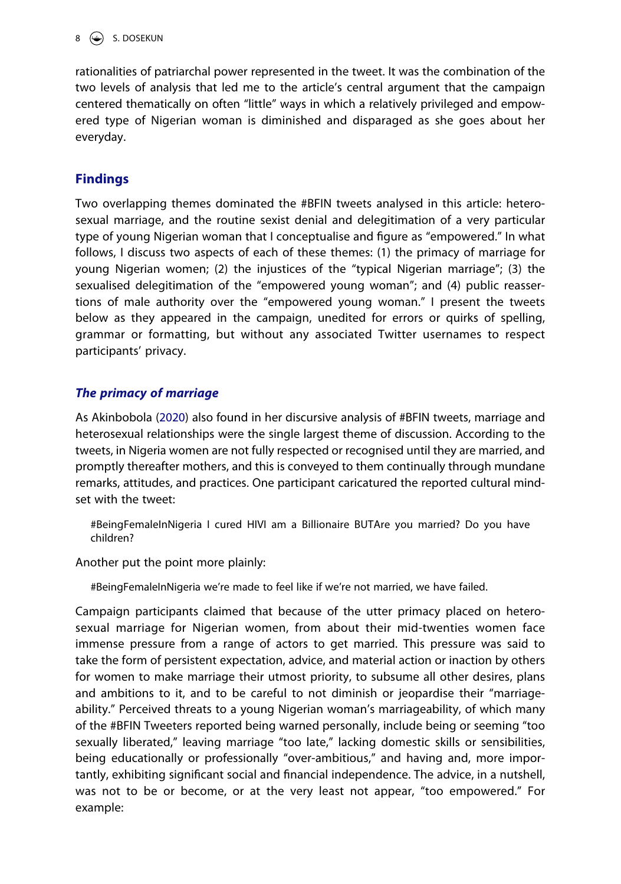rationalities of patriarchal power represented in the tweet. It was the combination of the two levels of analysis that led me to the article's central argument that the campaign centered thematically on often "little" ways in which a relatively privileged and empowered type of Nigerian woman is diminished and disparaged as she goes about her everyday.

## Findings

Two overlapping themes dominated the #BFIN tweets analysed in this article: heterosexual marriage, and the routine sexist denial and delegitimation of a very particular type of young Nigerian woman that I conceptualise and figure as "empowered." In what follows, I discuss two aspects of each of these themes: (1) the primacy of marriage for young Nigerian women; (2) the injustices of the "typical Nigerian marriage"; (3) the sexualised delegitimation of the "empowered young woman"; and (4) public reassertions of male authority over the "empowered young woman." I present the tweets below as they appeared in the campaign, unedited for errors or quirks of spelling, grammar or formatting, but without any associated Twitter usernames to respect participants' privacy.

### *The primacy of marriage*

As Akinbobola (2020) also found in her discursive analysis of #BFIN tweets, marriage and heterosexual relationships were the single largest theme of discussion. According to the tweets, in Nigeria women are not fully respected or recognised until they are married, and promptly thereafter mothers, and this is conveyed to them continually through mundane remarks, attitudes, and practices. One participant caricatured the reported cultural mindset with the tweet:

> #BeingFemaleInNigeria I cured HIVI am a Billionaire BUTAre you married? Do you have children?

Another put the point more plainly:

> #BeingFemaleInNigeria we're made to feel like if we're not married, we have failed.

Campaign participants claimed that because of the utter primacy placed on heterosexual marriage for Nigerian women, from about their mid-twenties women face immense pressure from a range of actors to get married. This pressure was said to take the form of persistent expectation, advice, and material action or inaction by others for women to make marriage their utmost priority, to subsume all other desires, plans and ambitions to it, and to be careful to not diminish or jeopardise their "marriageability." Perceived threats to a young Nigerian woman's marriageability, of which many of the #BFIN Tweeters reported being warned personally, include being or seeming "too sexually liberated," leaving marriage "too late," lacking domestic skills or sensibilities, being educationally or professionally "over-ambitious," and having and, more importantly, exhibiting significant social and financial independence. The advice, in a nutshell, was not to be or become, or at the very least not appear, "too empowered." For example: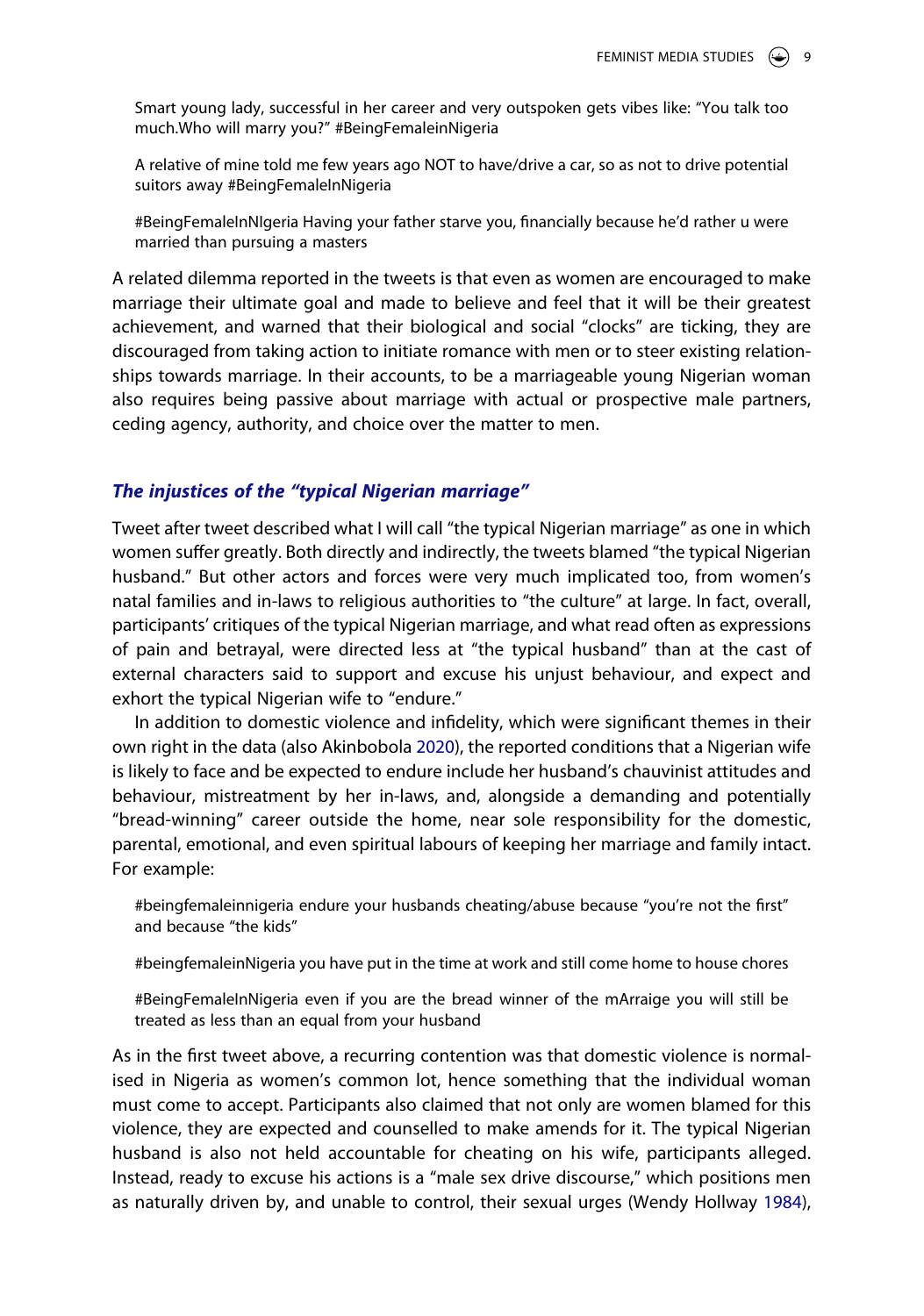> Smart young lady, successful in her career and very outspoken gets vibes like: "You talk too much.Who will marry you?" #BeingFemaleinNigeria

> A relative of mine told me few years ago NOT to have/drive a car, so as not to drive potential suitors away #BeingFemaleInNigeria

> #BeingFemaleInNIgeria Having your father starve you, financially because he'd rather u were married than pursuing a masters

A related dilemma reported in the tweets is that even as women are encouraged to make marriage their ultimate goal and made to believe and feel that it will be their greatest achievement, and warned that their biological and social "clocks" are ticking, they are discouraged from taking action to initiate romance with men or to steer existing relationships towards marriage. In their accounts, to be a marriageable young Nigerian woman also requires being passive about marriage with actual or prospective male partners, ceding agency, authority, and choice over the matter to men.

### *The injustices of the "typical Nigerian marriage"*

Tweet after tweet described what I will call "the typical Nigerian marriage" as one in which women suffer greatly. Both directly and indirectly, the tweets blamed "the typical Nigerian husband." But other actors and forces were very much implicated too, from women's natal families and in-laws to religious authorities to "the culture" at large. In fact, overall, participants' critiques of the typical Nigerian marriage, and what read often as expressions of pain and betrayal, were directed less at "the typical husband" than at the cast of external characters said to support and excuse his unjust behaviour, and expect and exhort the typical Nigerian wife to "endure."

In addition to domestic violence and infidelity, which were significant themes in their own right in the data (also Akinbobola 2020), the reported conditions that a Nigerian wife is likely to face and be expected to endure include her husband's chauvinist attitudes and behaviour, mistreatment by her in-laws, and, alongside a demanding and potentially "bread-winning" career outside the home, near sole responsibility for the domestic, parental, emotional, and even spiritual labours of keeping her marriage and family intact. For example:

> #beingfemaleinnigeria endure your husbands cheating/abuse because "you're not the first" and because "the kids"

> #beingfemaleinNigeria you have put in the time at work and still come home to house chores

> #BeingFemaleInNigeria even if you are the bread winner of the mArraige you will still be treated as less than an equal from your husband

As in the first tweet above, a recurring contention was that domestic violence is normalised in Nigeria as women's common lot, hence something that the individual woman must come to accept. Participants also claimed that not only are women blamed for this violence, they are expected and counselled to make amends for it. The typical Nigerian husband is also not held accountable for cheating on his wife, participants alleged. Instead, ready to excuse his actions is a "male sex drive discourse," which positions men as naturally driven by, and unable to control, their sexual urges (Wendy Hollway 1984),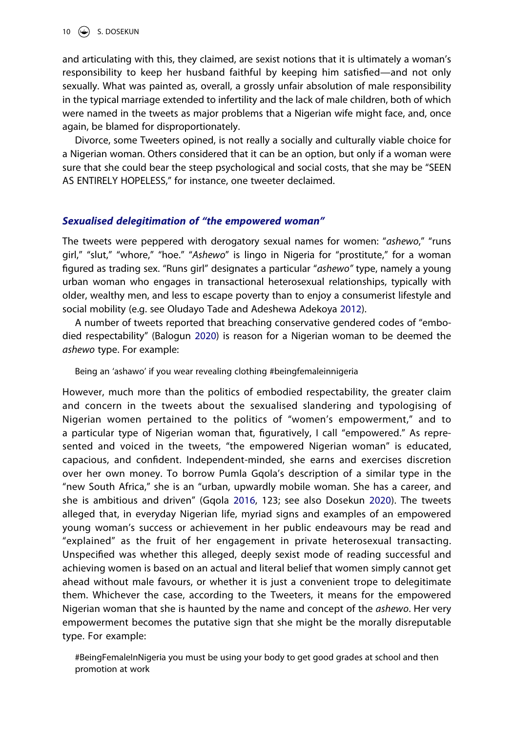and articulating with this, they claimed, are sexist notions that it is ultimately a woman's responsibility to keep her husband faithful by keeping him satisfied—and not only sexually. What was painted as, overall, a grossly unfair absolution of male responsibility in the typical marriage extended to infertility and the lack of male children, both of which were named in the tweets as major problems that a Nigerian wife might face, and, once again, be blamed for disproportionately.

Divorce, some Tweeters opined, is not really a socially and culturally viable choice for a Nigerian woman. Others considered that it can be an option, but only if a woman were sure that she could bear the steep psychological and social costs, that she may be "SEEN AS ENTIRELY HOPELESS," for instance, one tweeter declaimed.

### *Sexualised delegitimation of "the empowered woman"*

The tweets were peppered with derogatory sexual names for women: "*ashewo*," "runs girl," "slut," "whore," "hoe." "*Ashewo*" is lingo in Nigeria for "prostitute," for a woman figured as trading sex. "Runs girl" designates a particular "*ashewo"* type, namely a young urban woman who engages in transactional heterosexual relationships, typically with older, wealthy men, and less to escape poverty than to enjoy a consumerist lifestyle and social mobility (e.g. see Oludayo Tade and Adeshewa Adekoya 2012).

A number of tweets reported that breaching conservative gendered codes of "embodied respectability" (Balogun 2020) is reason for a Nigerian woman to be deemed the *ashewo* type. For example:

> Being an 'ashawo' if you wear revealing clothing #beingfemaleinnigeria

However, much more than the politics of embodied respectability, the greater claim and concern in the tweets about the sexualised slandering and typologising of Nigerian women pertained to the politics of "women's empowerment," and to a particular type of Nigerian woman that, figuratively, I call "empowered." As represented and voiced in the tweets, "the empowered Nigerian woman" is educated, capacious, and confident. Independent-minded, she earns and exercises discretion over her own money. To borrow Pumla Gqola's description of a similar type in the "new South Africa," she is an "urban, upwardly mobile woman. She has a career, and she is ambitious and driven" (Gqola 2016, 123; see also Dosekun 2020). The tweets alleged that, in everyday Nigerian life, myriad signs and examples of an empowered young woman's success or achievement in her public endeavours may be read and "explained" as the fruit of her engagement in private heterosexual transacting. Unspecified was whether this alleged, deeply sexist mode of reading successful and achieving women is based on an actual and literal belief that women simply cannot get ahead without male favours, or whether it is just a convenient trope to delegitimate them. Whichever the case, according to the Tweeters, it means for the empowered Nigerian woman that she is haunted by the name and concept of the *ashewo*. Her very empowerment becomes the putative sign that she might be the morally disreputable type. For example:

> #BeingFemaleInNigeria you must be using your body to get good grades at school and then promotion at work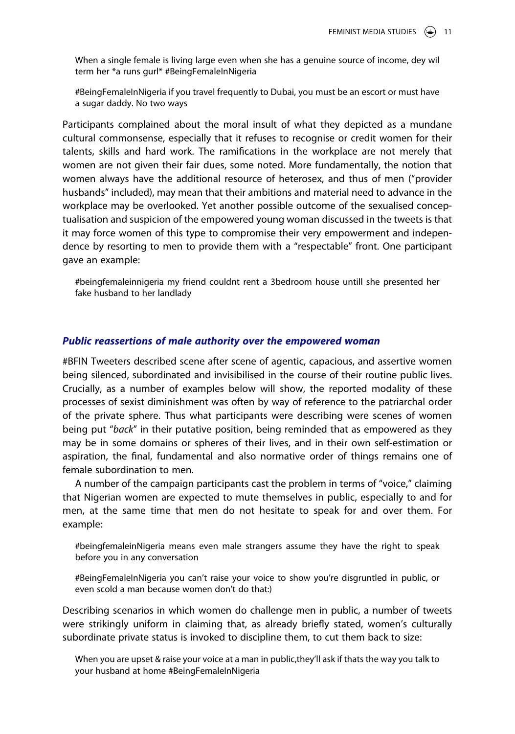When a single female is living large even when she has a genuine source of income, dey wil term her *a runs gurl* #BeingFemaleInNigeria

#BeingFemaleInNigeria if you travel frequently to Dubai, you must be an escort or must have a sugar daddy. No two ways

Participants complained about the moral insult of what they depicted as a mundane cultural commonsense, especially that it refuses to recognise or credit women for their talents, skills and hard work. The ramifications in the workplace are not merely that women are not given their fair dues, some noted. More fundamentally, the notion that women always have the additional resource of heterosex, and thus of men ("provider husbands" included), may mean that their ambitions and material need to advance in the workplace may be overlooked. Yet another possible outcome of the sexualised conceptualisation and suspicion of the empowered young woman discussed in the tweets is that it may force women of this type to compromise their very empowerment and independence by resorting to men to provide them with a "respectable" front. One participant gave an example:

#beingfemaleinnigeria my friend couldnt rent a 3bedroom house untill she presented her fake husband to her landlady

### *Public reassertions of male authority over the empowered woman*

#BFIN Tweeters described scene after scene of agentic, capacious, and assertive women being silenced, subordinated and invisibilised in the course of their routine public lives. Crucially, as a number of examples below will show, the reported modality of these processes of sexist diminishment was often by way of reference to the patriarchal order of the private sphere. Thus what participants were describing were scenes of women being put "*back*" in their putative position, being reminded that as empowered as they may be in some domains or spheres of their lives, and in their own self-estimation or aspiration, the final, fundamental and also normative order of things remains one of female subordination to men.

A number of the campaign participants cast the problem in terms of "voice," claiming that Nigerian women are expected to mute themselves in public, especially to and for men, at the same time that men do not hesitate to speak for and over them. For example:

#beingfemaleinNigeria means even male strangers assume they have the right to speak before you in any conversation

#BeingFemaleInNigeria you can't raise your voice to show you're disgruntled in public, or even scold a man because women don't do that:)

Describing scenarios in which women do challenge men in public, a number of tweets were strikingly uniform in claiming that, as already briefly stated, women's culturally subordinate private status is invoked to discipline them, to cut them back to size:

When you are upset & raise your voice at a man in public,they'll ask if thats the way you talk to your husband at home #BeingFemaleInNigeria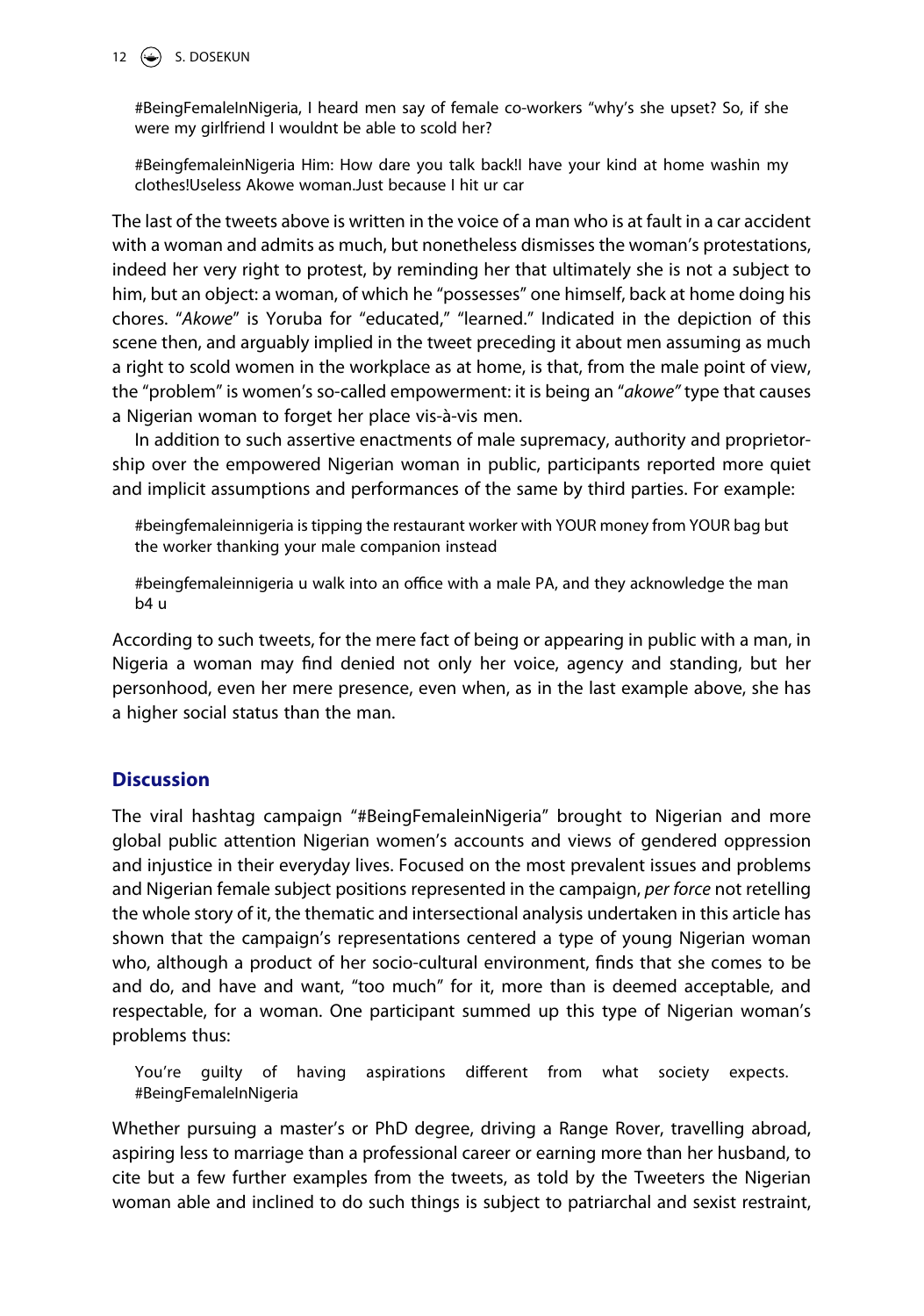> #BeingFemaleInNigeria, I heard men say of female co-workers "why's she upset? So, if she were my girlfriend I wouldnt be able to scold her?

> #BeingfemaleinNigeria Him: How dare you talk back!I have your kind at home washin my clothes!Useless Akowe woman.Just because I hit ur car

The last of the tweets above is written in the voice of a man who is at fault in a car accident with a woman and admits as much, but nonetheless dismisses the woman's protestations, indeed her very right to protest, by reminding her that ultimately she is not a subject to him, but an object: a woman, of which he "possesses" one himself, back at home doing his chores. "*Akowe*" is Yoruba for "educated," "learned." Indicated in the depiction of this scene then, and arguably implied in the tweet preceding it about men assuming as much a right to scold women in the workplace as at home, is that, from the male point of view, the "problem" is women's so-called empowerment: it is being an "*akowe"* type that causes a Nigerian woman to forget her place vis-à-vis men.

In addition to such assertive enactments of male supremacy, authority and proprietorship over the empowered Nigerian woman in public, participants reported more quiet and implicit assumptions and performances of the same by third parties. For example:

> #beingfemaleinnigeria is tipping the restaurant worker with YOUR money from YOUR bag but the worker thanking your male companion instead

> #beingfemaleinnigeria u walk into an office with a male PA, and they acknowledge the man b4 u

According to such tweets, for the mere fact of being or appearing in public with a man, in Nigeria a woman may find denied not only her voice, agency and standing, but her personhood, even her mere presence, even when, as in the last example above, she has a higher social status than the man.

## Discussion

The viral hashtag campaign "#BeingFemaleinNigeria" brought to Nigerian and more global public attention Nigerian women's accounts and views of gendered oppression and injustice in their everyday lives. Focused on the most prevalent issues and problems and Nigerian female subject positions represented in the campaign, *per force* not retelling the whole story of it, the thematic and intersectional analysis undertaken in this article has shown that the campaign's representations centered a type of young Nigerian woman who, although a product of her socio-cultural environment, finds that she comes to be and do, and have and want, "too much" for it, more than is deemed acceptable, and respectable, for a woman. One participant summed up this type of Nigerian woman's problems thus:

> You're guilty of having aspirations different from what society expects. #BeingFemaleInNigeria

Whether pursuing a master's or PhD degree, driving a Range Rover, travelling abroad, aspiring less to marriage than a professional career or earning more than her husband, to cite but a few further examples from the tweets, as told by the Tweeters the Nigerian woman able and inclined to do such things is subject to patriarchal and sexist restraint,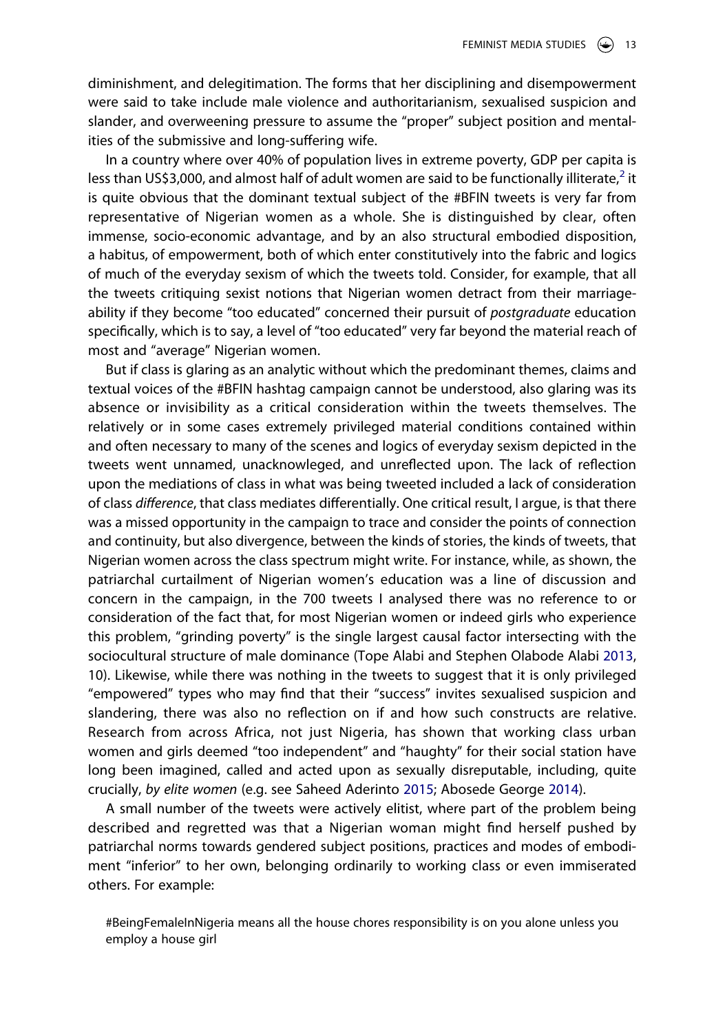diminishment, and delegitimation. The forms that her disciplining and disempowerment were said to take include male violence and authoritarianism, sexualised suspicion and slander, and overweening pressure to assume the "proper" subject position and mentalities of the submissive and long-suffering wife.

In a country where over 40% of population lives in extreme poverty, GDP per capita is less than US$3,000, and almost half of adult women are said to be functionally illiterate,[2] it is quite obvious that the dominant textual subject of the #BFIN tweets is very far from representative of Nigerian women as a whole. She is distinguished by clear, often immense, socio-economic advantage, and by an also structural embodied disposition, a habitus, of empowerment, both of which enter constitutively into the fabric and logics of much of the everyday sexism of which the tweets told. Consider, for example, that all the tweets critiquing sexist notions that Nigerian women detract from their marriageability if they become "too educated" concerned their pursuit of *postgraduate* education specifically, which is to say, a level of "too educated" very far beyond the material reach of most and "average" Nigerian women.

But if class is glaring as an analytic without which the predominant themes, claims and textual voices of the #BFIN hashtag campaign cannot be understood, also glaring was its absence or invisibility as a critical consideration within the tweets themselves. The relatively or in some cases extremely privileged material conditions contained within and often necessary to many of the scenes and logics of everyday sexism depicted in the tweets went unnamed, unacknowleged, and unreflected upon. The lack of reflection upon the mediations of class in what was being tweeted included a lack of consideration of class *difference*, that class mediates differentially. One critical result, I argue, is that there was a missed opportunity in the campaign to trace and consider the points of connection and continuity, but also divergence, between the kinds of stories, the kinds of tweets, that Nigerian women across the class spectrum might write. For instance, while, as shown, the patriarchal curtailment of Nigerian women's education was a line of discussion and concern in the campaign, in the 700 tweets I analysed there was no reference to or consideration of the fact that, for most Nigerian women or indeed girls who experience this problem, "grinding poverty" is the single largest causal factor intersecting with the sociocultural structure of male dominance (Tope Alabi and Stephen Olabode Alabi 2013, 10). Likewise, while there was nothing in the tweets to suggest that it is only privileged "empowered" types who may find that their "success" invites sexualised suspicion and slandering, there was also no reflection on if and how such constructs are relative. Research from across Africa, not just Nigeria, has shown that working class urban women and girls deemed "too independent" and "haughty" for their social station have long been imagined, called and acted upon as sexually disreputable, including, quite crucially, *by elite women* (e.g. see Saheed Aderinto 2015; Abosede George 2014).

A small number of the tweets were actively elitist, where part of the problem being described and regretted was that a Nigerian woman might find herself pushed by patriarchal norms towards gendered subject positions, practices and modes of embodiment "inferior" to her own, belonging ordinarily to working class or even immiserated others. For example:

> #BeingFemaleInNigeria means all the house chores responsibility is on you alone unless you employ a house girl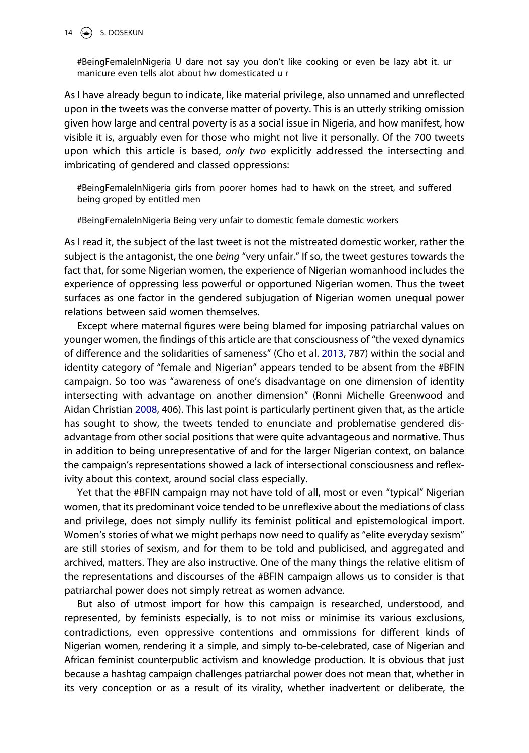> #BeingFemaleInNigeria U dare not say you don't like cooking or even be lazy abt it. ur manicure even tells alot about hw domesticated u r

As I have already begun to indicate, like material privilege, also unnamed and unreflected upon in the tweets was the converse matter of poverty. This is an utterly striking omission given how large and central poverty is as a social issue in Nigeria, and how manifest, how visible it is, arguably even for those who might not live it personally. Of the 700 tweets upon which this article is based, *only two* explicitly addressed the intersecting and imbricating of gendered and classed oppressions:

> #BeingFemaleInNigeria girls from poorer homes had to hawk on the street, and suffered being groped by entitled men

> #BeingFemaleInNigeria Being very unfair to domestic female domestic workers

As I read it, the subject of the last tweet is not the mistreated domestic worker, rather the subject is the antagonist, the one *being* "very unfair." If so, the tweet gestures towards the fact that, for some Nigerian women, the experience of Nigerian womanhood includes the experience of oppressing less powerful or opportuned Nigerian women. Thus the tweet surfaces as one factor in the gendered subjugation of Nigerian women unequal power relations between said women themselves.

Except where maternal figures were being blamed for imposing patriarchal values on younger women, the findings of this article are that consciousness of "the vexed dynamics of difference and the solidarities of sameness" (Cho et al. 2013, 787) within the social and identity category of "female and Nigerian" appears tended to be absent from the #BFIN campaign. So too was "awareness of one's disadvantage on one dimension of identity intersecting with advantage on another dimension" (Ronni Michelle Greenwood and Aidan Christian 2008, 406). This last point is particularly pertinent given that, as the article has sought to show, the tweets tended to enunciate and problematise gendered disadvantage from other social positions that were quite advantageous and normative. Thus in addition to being unrepresentative of and for the larger Nigerian context, on balance the campaign's representations showed a lack of intersectional consciousness and reflexivity about this context, around social class especially.

Yet that the #BFIN campaign may not have told of all, most or even "typical" Nigerian women, that its predominant voice tended to be unreflexive about the mediations of class and privilege, does not simply nullify its feminist political and epistemological import. Women's stories of what we might perhaps now need to qualify as "elite everyday sexism" are still stories of sexism, and for them to be told and publicised, and aggregated and archived, matters. They are also instructive. One of the many things the relative elitism of the representations and discourses of the #BFIN campaign allows us to consider is that patriarchal power does not simply retreat as women advance.

But also of utmost import for how this campaign is researched, understood, and represented, by feminists especially, is to not miss or minimise its various exclusions, contradictions, even oppressive contentions and ommissions for different kinds of Nigerian women, rendering it a simple, and simply to-be-celebrated, case of Nigerian and African feminist counterpublic activism and knowledge production. It is obvious that just because a hashtag campaign challenges patriarchal power does not mean that, whether in its very conception or as a result of its virality, whether inadvertent or deliberate, the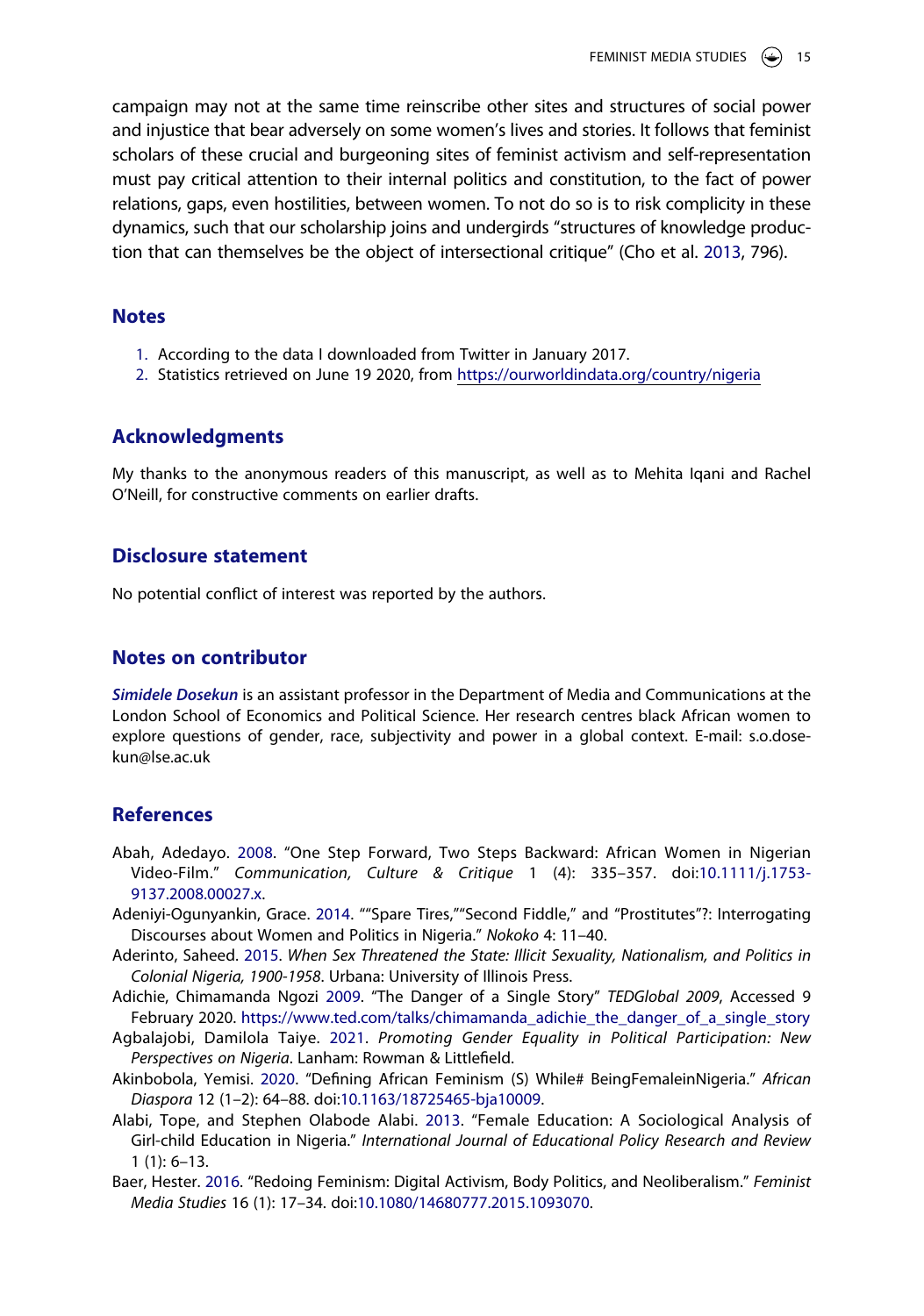campaign may not at the same time reinscribe other sites and structures of social power and injustice that bear adversely on some women's lives and stories. It follows that feminist scholars of these crucial and burgeoning sites of feminist activism and self-representation must pay critical attention to their internal politics and constitution, to the fact of power relations, gaps, even hostilities, between women. To not do so is to risk complicity in these dynamics, such that our scholarship joins and undergirds "structures of knowledge production that can themselves be the object of intersectional critique" (Cho et al. 2013, 796).

## Notes

1. According to the data I downloaded from Twitter in January 2017.
2. Statistics retrieved on June 19 2020, from https://ourworldindata.org/country/nigeria

## Acknowledgments

My thanks to the anonymous readers of this manuscript, as well as to Mehita Iqani and Rachel O'Neill, for constructive comments on earlier drafts.

## Disclosure statement

No potential conflict of interest was reported by the authors.

## Notes on contributor

***Simidele Dosekun*** is an assistant professor in the Department of Media and Communications at the London School of Economics and Political Science. Her research centres black African women to explore questions of gender, race, subjectivity and power in a global context. E-mail: s.o.dosekun@lse.ac.uk

## References

Abah, Adedayo. 2008. "One Step Forward, Two Steps Backward: African Women in Nigerian Video-Film." *Communication, Culture & Critique* 1 (4): 335–357. doi:10.1111/j.1753-9137.2008.00027.x.

Adeniyi-Ogunyankin, Grace. 2014. ""Spare Tires,""Second Fiddle," and "Prostitutes"?: Interrogating Discourses about Women and Politics in Nigeria." *Nokoko* 4: 11–40.

Aderinto, Saheed. 2015. *When Sex Threatened the State: Illicit Sexuality, Nationalism, and Politics in Colonial Nigeria, 1900-1958*. Urbana: University of Illinois Press.

Adichie, Chimamanda Ngozi 2009. "The Danger of a Single Story" *TEDGlobal 2009*, Accessed 9 February 2020. https://www.ted.com/talks/chimamanda_adichie_the_danger_of_a_single_story

Agbalajobi, Damilola Taiye. 2021. *Promoting Gender Equality in Political Participation: New Perspectives on Nigeria*. Lanham: Rowman & Littlefield.

Akinbobola, Yemisi. 2020. "Defining African Feminism (S) While# BeingFemaleinNigeria." *African Diaspora* 12 (1–2): 64–88. doi:10.1163/18725465-bja10009.

Alabi, Tope, and Stephen Olabode Alabi. 2013. "Female Education: A Sociological Analysis of Girl-child Education in Nigeria." *International Journal of Educational Policy Research and Review* 1 (1): 6–13.

Baer, Hester. 2016. "Redoing Feminism: Digital Activism, Body Politics, and Neoliberalism." *Feminist Media Studies* 16 (1): 17–34. doi:10.1080/14680777.2015.1093070.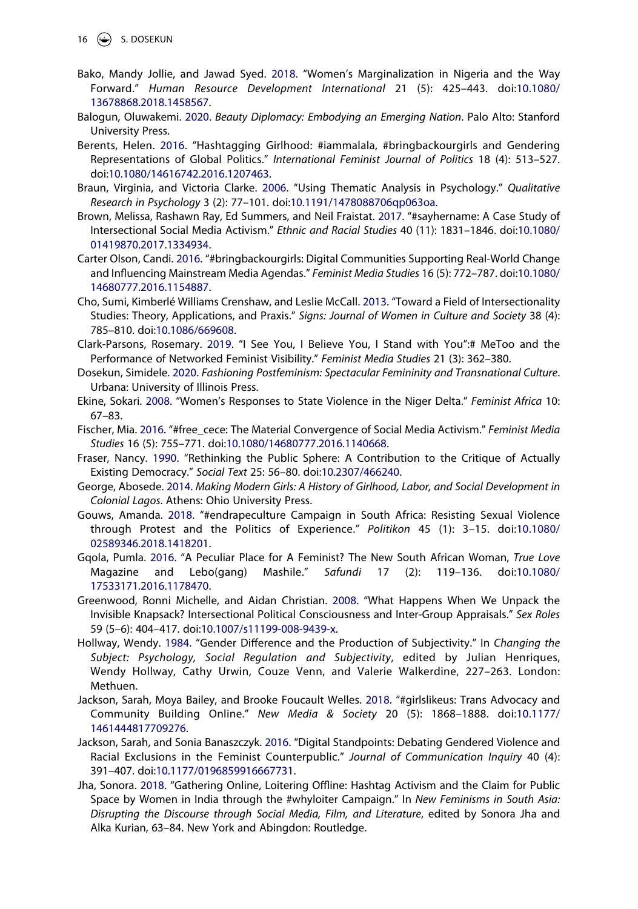Bako, Mandy Jollie, and Jawad Syed. 2018. "Women's Marginalization in Nigeria and the Way Forward." *Human Resource Development International* 21 (5): 425–443. doi:10.1080/13678868.2018.1458567.

Balogun, Oluwakemi. 2020. *Beauty Diplomacy: Embodying an Emerging Nation*. Palo Alto: Stanford University Press.

Berents, Helen. 2016. "Hashtagging Girlhood: #iammalala, #bringbackourgirls and Gendering Representations of Global Politics." *International Feminist Journal of Politics* 18 (4): 513–527. doi:10.1080/14616742.2016.1207463.

Braun, Virginia, and Victoria Clarke. 2006. "Using Thematic Analysis in Psychology." *Qualitative Research in Psychology* 3 (2): 77–101. doi:10.1191/1478088706qp063oa.

Brown, Melissa, Rashawn Ray, Ed Summers, and Neil Fraistat. 2017. "#sayhername: A Case Study of Intersectional Social Media Activism." *Ethnic and Racial Studies* 40 (11): 1831–1846. doi:10.1080/01419870.2017.1334934.

Carter Olson, Candi. 2016. "#bringbackourgirls: Digital Communities Supporting Real-World Change and Influencing Mainstream Media Agendas." *Feminist Media Studies* 16 (5): 772–787. doi:10.1080/14680777.2016.1154887.

Cho, Sumi, Kimberlé Williams Crenshaw, and Leslie McCall. 2013. "Toward a Field of Intersectionality Studies: Theory, Applications, and Praxis." *Signs: Journal of Women in Culture and Society* 38 (4): 785–810. doi:10.1086/669608.

Clark-Parsons, Rosemary. 2019. "I See You, I Believe You, I Stand with You":# MeToo and the Performance of Networked Feminist Visibility." *Feminist Media Studies* 21 (3): 362–380.

Dosekun, Simidele. 2020. *Fashioning Postfeminism: Spectacular Femininity and Transnational Culture*. Urbana: University of Illinois Press.

Ekine, Sokari. 2008. "Women's Responses to State Violence in the Niger Delta." *Feminist Africa* 10: 67–83.

Fischer, Mia. 2016. "#free_cece: The Material Convergence of Social Media Activism." *Feminist Media Studies* 16 (5): 755–771. doi:10.1080/14680777.2016.1140668.

Fraser, Nancy. 1990. "Rethinking the Public Sphere: A Contribution to the Critique of Actually Existing Democracy." *Social Text* 25: 56–80. doi:10.2307/466240.

George, Abosede. 2014. *Making Modern Girls: A History of Girlhood, Labor, and Social Development in Colonial Lagos*. Athens: Ohio University Press.

Gouws, Amanda. 2018. "#endrapeculture Campaign in South Africa: Resisting Sexual Violence through Protest and the Politics of Experience." *Politikon* 45 (1): 3–15. doi:10.1080/02589346.2018.1418201.

Gqola, Pumla. 2016. "A Peculiar Place for A Feminist? The New South African Woman, *True Love* Magazine and Lebo(gang) Mashile." *Safundi* 17 (2): 119–136. doi:10.1080/17533171.2016.1178470.

Greenwood, Ronni Michelle, and Aidan Christian. 2008. "What Happens When We Unpack the Invisible Knapsack? Intersectional Political Consciousness and Inter-Group Appraisals." *Sex Roles* 59 (5–6): 404–417. doi:10.1007/s11199-008-9439-x.

Hollway, Wendy. 1984. "Gender Difference and the Production of Subjectivity." In *Changing the Subject: Psychology, Social Regulation and Subjectivity*, edited by Julian Henriques, Wendy Hollway, Cathy Urwin, Couze Venn, and Valerie Walkerdine, 227–263. London: Methuen.

Jackson, Sarah, Moya Bailey, and Brooke Foucault Welles. 2018. "#girlslikeus: Trans Advocacy and Community Building Online." *New Media & Society* 20 (5): 1868–1888. doi:10.1177/1461444817709276.

Jackson, Sarah, and Sonia Banaszczyk. 2016. "Digital Standpoints: Debating Gendered Violence and Racial Exclusions in the Feminist Counterpublic." *Journal of Communication Inquiry* 40 (4): 391–407. doi:10.1177/0196859916667731.

Jha, Sonora. 2018. "Gathering Online, Loitering Offline: Hashtag Activism and the Claim for Public Space by Women in India through the #whyloiter Campaign." In *New Feminisms in South Asia: Disrupting the Discourse through Social Media, Film, and Literature*, edited by Sonora Jha and Alka Kurian, 63–84. New York and Abingdon: Routledge.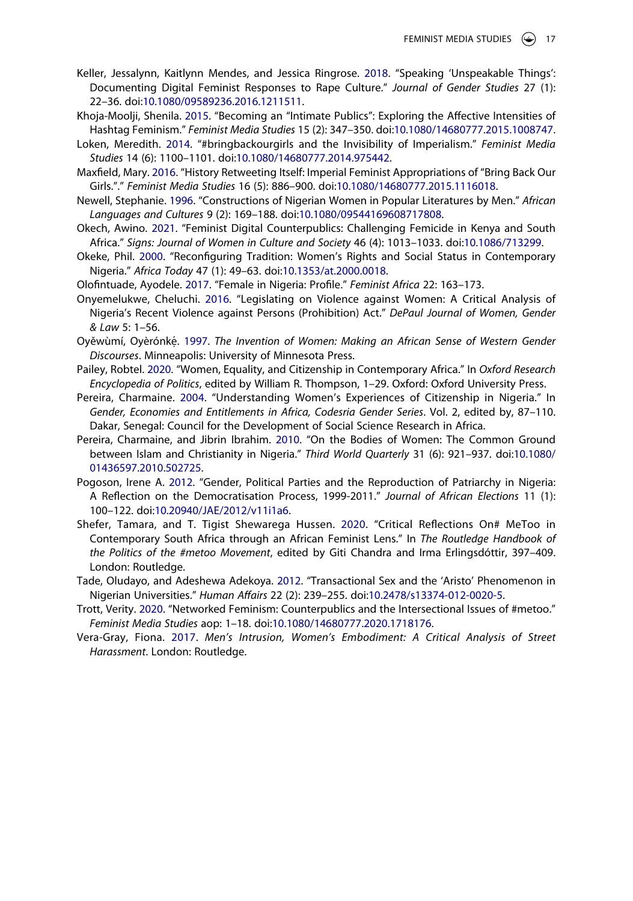Keller, Jessalynn, Kaitlynn Mendes, and Jessica Ringrose. 2018. "Speaking 'Unspeakable Things': Documenting Digital Feminist Responses to Rape Culture." *Journal of Gender Studies* 27 (1): 22–36. doi:10.1080/09589236.2016.1211511.

Khoja-Moolji, Shenila. 2015. "Becoming an "Intimate Publics": Exploring the Affective Intensities of Hashtag Feminism." *Feminist Media Studies* 15 (2): 347–350. doi:10.1080/14680777.2015.1008747.

Loken, Meredith. 2014. "#bringbackourgirls and the Invisibility of Imperialism." *Feminist Media Studies* 14 (6): 1100–1101. doi:10.1080/14680777.2014.975442.

Maxfield, Mary. 2016. "History Retweeting Itself: Imperial Feminist Appropriations of "Bring Back Our Girls."." *Feminist Media Studies* 16 (5): 886–900. doi:10.1080/14680777.2015.1116018.

Newell, Stephanie. 1996. "Constructions of Nigerian Women in Popular Literatures by Men." *African Languages and Cultures* 9 (2): 169–188. doi:10.1080/09544169608717808.

Okech, Awino. 2021. "Feminist Digital Counterpublics: Challenging Femicide in Kenya and South Africa." *Signs: Journal of Women in Culture and Society* 46 (4): 1013–1033. doi:10.1086/713299.

Okeke, Phil. 2000. "Reconfiguring Tradition: Women's Rights and Social Status in Contemporary Nigeria." *Africa Today* 47 (1): 49–63. doi:10.1353/at.2000.0018.

Olofintuade, Ayodele. 2017. "Female in Nigeria: Profile." *Feminist Africa* 22: 163–173.

Onyemelukwe, Cheluchi. 2016. "Legislating on Violence against Women: A Critical Analysis of Nigeria's Recent Violence against Persons (Prohibition) Act." *DePaul Journal of Women, Gender & Law* 5: 1–56.

Oyěwùmí, Oyèrónkẹ́. 1997. *The Invention of Women: Making an African Sense of Western Gender Discourses*. Minneapolis: University of Minnesota Press.

Pailey, Robtel. 2020. "Women, Equality, and Citizenship in Contemporary Africa." In *Oxford Research Encyclopedia of Politics*, edited by William R. Thompson, 1–29. Oxford: Oxford University Press.

Pereira, Charmaine. 2004. "Understanding Women's Experiences of Citizenship in Nigeria." In *Gender, Economies and Entitlements in Africa, Codesria Gender Series*. Vol. 2, edited by, 87–110. Dakar, Senegal: Council for the Development of Social Science Research in Africa.

Pereira, Charmaine, and Jibrin Ibrahim. 2010. "On the Bodies of Women: The Common Ground between Islam and Christianity in Nigeria." *Third World Quarterly* 31 (6): 921–937. doi:10.1080/01436597.2010.502725.

Pogoson, Irene A. 2012. "Gender, Political Parties and the Reproduction of Patriarchy in Nigeria: A Reflection on the Democratisation Process, 1999-2011." *Journal of African Elections* 11 (1): 100–122. doi:10.20940/JAE/2012/v11i1a6.

Shefer, Tamara, and T. Tigist Shewarega Hussen. 2020. "Critical Reflections On# MeToo in Contemporary South Africa through an African Feminist Lens." In *The Routledge Handbook of the Politics of the #metoo Movement*, edited by Giti Chandra and Irma Erlingsdóttir, 397–409. London: Routledge.

Tade, Oludayo, and Adeshewa Adekoya. 2012. "Transactional Sex and the 'Aristo' Phenomenon in Nigerian Universities." *Human Affairs* 22 (2): 239–255. doi:10.2478/s13374-012-0020-5.

Trott, Verity. 2020. "Networked Feminism: Counterpublics and the Intersectional Issues of #metoo." *Feminist Media Studies* aop: 1–18. doi:10.1080/14680777.2020.1718176.

Vera-Gray, Fiona. 2017. *Men's Intrusion, Women's Embodiment: A Critical Analysis of Street Harassment*. London: Routledge.